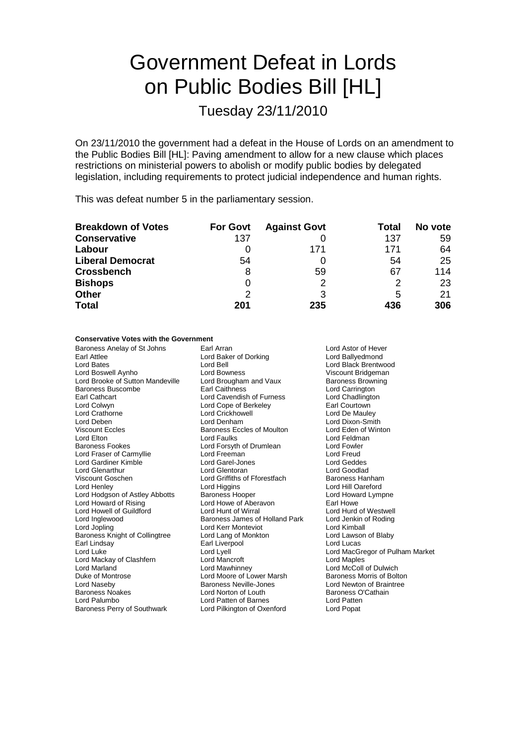# Government Defeat in Lords on Public Bodies Bill [HL]

Tuesday 23/11/2010

On 23/11/2010 the government had a defeat in the House of Lords on an amendment to the Public Bodies Bill [HL]: Paving amendment to allow for a new clause which places restrictions on ministerial powers to abolish or modify public bodies by delegated legislation, including requirements to protect judicial independence and human rights.

This was defeat number 5 in the parliamentary session.

| **Breakdown of Votes** | **For Govt** | **Against Govt** | **Total** | **No vote** |
|---|---|---|---|---|
| **Conservative** | 137 | 0 | 137 | 59 |
| **Labour** | 0 | 171 | 171 | 64 |
| **Liberal Democrat** | 54 | 0 | 54 | 25 |
| **Crossbench** | 8 | 59 | 67 | 114 |
| **Bishops** | 0 | 2 | 2 | 23 |
| **Other** | 2 | 3 | 5 | 21 |
| **Total** | **201** | **235** | **436** | **306** |

**Conservative Votes with the Government**

Baroness Anelay of St Johns
Earl Arran
Lord Astor of Hever
Earl Attlee
Lord Baker of Dorking
Lord Ballyedmond
Lord Bates
Lord Bell
Lord Black Brentwood
Lord Boswell Aynho
Lord Bowness
Viscount Bridgeman
Lord Brooke of Sutton Mandeville
Lord Brougham and Vaux
Baroness Browning
Baroness Buscombe
Earl Caithness
Lord Carrington
Earl Cathcart
Lord Cavendish of Furness
Lord Chadlington
Lord Colwyn
Lord Cope of Berkeley
Earl Courtown
Lord Crathorne
Lord Crickhowell
Lord De Mauley
Lord Deben
Lord Denham
Lord Dixon-Smith
Viscount Eccles
Baroness Eccles of Moulton
Lord Eden of Winton
Lord Elton
Lord Faulks
Lord Feldman
Baroness Fookes
Lord Forsyth of Drumlean
Lord Fowler
Lord Fraser of Carmyllie
Lord Freeman
Lord Freud
Lord Gardiner Kimble
Lord Garel-Jones
Lord Geddes
Lord Glenarthur
Lord Glentoran
Lord Goodlad
Viscount Goschen
Lord Griffiths of Fforestfach
Baroness Hanham
Lord Henley
Lord Higgins
Lord Hill Oareford
Lord Hodgson of Astley Abbotts
Baroness Hooper
Lord Howard Lympne
Lord Howard of Rising
Lord Howe of Aberavon
Earl Howe
Lord Howell of Guildford
Lord Hunt of Wirral
Lord Hurd of Westwell
Lord Inglewood
Baroness James of Holland Park
Lord Jenkin of Roding
Lord Jopling
Lord Kerr Monteviot
Lord Kimball
Baroness Knight of Collingtree
Lord Lang of Monkton
Lord Lawson of Blaby
Earl Lindsay
Earl Liverpool
Lord Lucas
Lord Luke
Lord Lyell
Lord MacGregor of Pulham Market
Lord Mackay of Clashfern
Lord Mancroft
Lord Maples
Lord Marland
Lord Mawhinney
Lord McColl of Dulwich
Duke of Montrose
Lord Moore of Lower Marsh
Baroness Morris of Bolton
Lord Naseby
Baroness Neville-Jones
Lord Newton of Braintree
Baroness Noakes
Lord Norton of Louth
Baroness O'Cathain
Lord Palumbo
Lord Patten of Barnes
Lord Patten
Baroness Perry of Southwark
Lord Pilkington of Oxenford
Lord Popat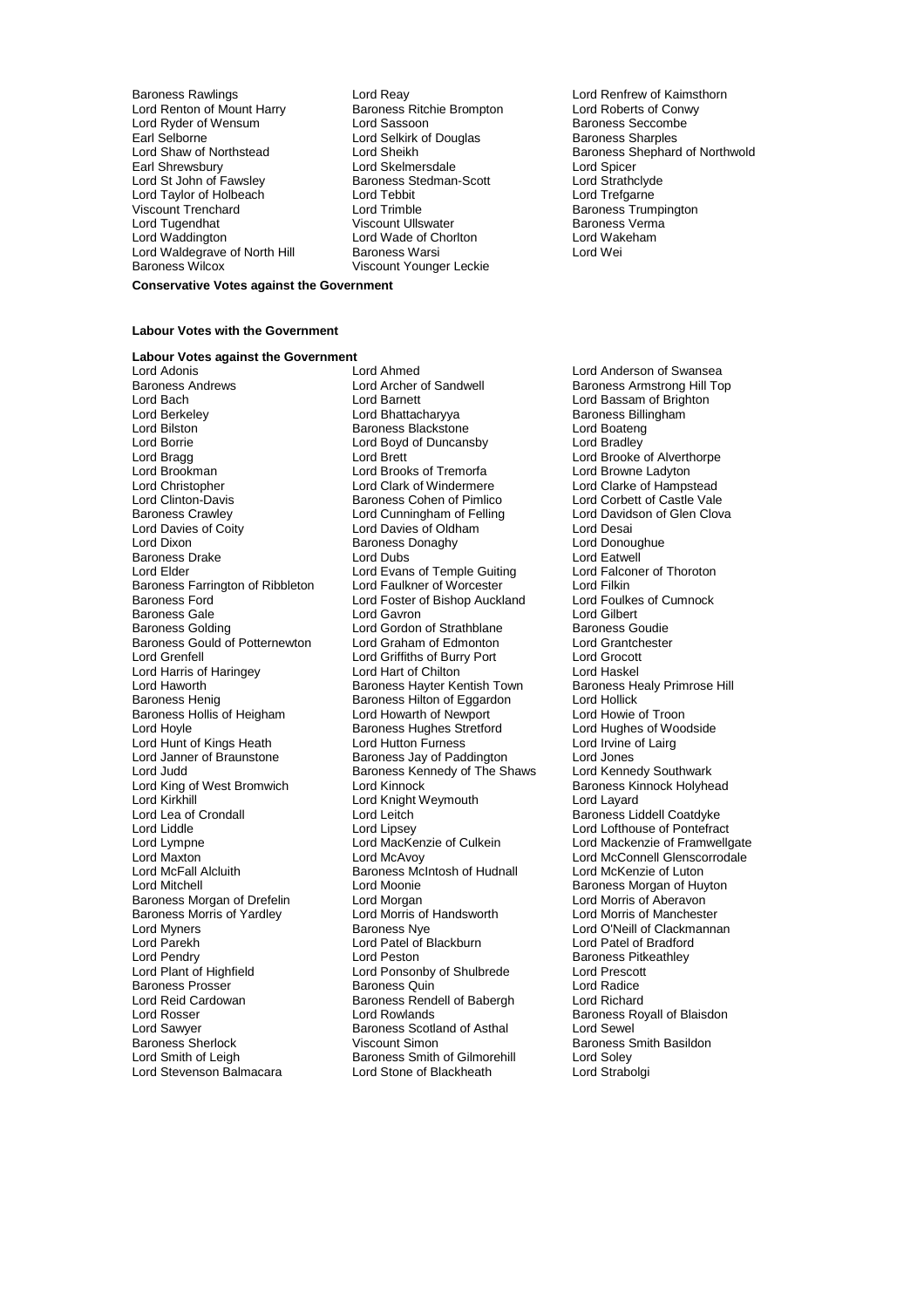Baroness Rawlings
Lord Reay
Lord Renfrew of Kaimsthorn
Lord Renton of Mount Harry
Baroness Ritchie Brompton
Lord Roberts of Conwy
Lord Ryder of Wensum
Lord Sassoon
Baroness Seccombe
Earl Selborne
Lord Selkirk of Douglas
Baroness Sharples
Lord Shaw of Northstead
Lord Sheikh
Baroness Shephard of Northwold
Earl Shrewsbury
Lord Skelmersdale
Lord Spicer
Lord St John of Fawsley
Baroness Stedman-Scott
Lord Strathclyde
Lord Taylor of Holbeach
Lord Tebbit
Lord Trefgarne
Viscount Trenchard
Lord Trimble
Baroness Trumpington
Lord Tugendhat
Viscount Ullswater
Baroness Verma
Lord Waddington
Lord Wade of Chorlton
Lord Wakeham
Lord Waldegrave of North Hill
Baroness Warsi
Lord Wei
Baroness Wilcox
Viscount Younger Leckie

**Conservative Votes against the Government**

**Labour Votes with the Government**

**Labour Votes against the Government**

Lord Adonis
Lord Ahmed
Lord Anderson of Swansea
Baroness Andrews
Lord Archer of Sandwell
Baroness Armstrong Hill Top
Lord Bach
Lord Barnett
Lord Bassam of Brighton
Lord Berkeley
Lord Bhattacharyya
Baroness Billingham
Lord Bilston
Baroness Blackstone
Lord Boateng
Lord Borrie
Lord Boyd of Duncansby
Lord Bradley
Lord Bragg
Lord Brett
Lord Brooke of Alverthorpe
Lord Brookman
Lord Brooks of Tremorfa
Lord Browne Ladyton
Lord Christopher
Lord Clark of Windermere
Lord Clarke of Hampstead
Lord Clinton-Davis
Baroness Cohen of Pimlico
Lord Corbett of Castle Vale
Baroness Crawley
Lord Cunningham of Felling
Lord Davidson of Glen Clova
Lord Davies of Coity
Lord Davies of Oldham
Lord Desai
Lord Dixon
Baroness Donaghy
Lord Donoughue
Baroness Drake
Lord Dubs
Lord Eatwell
Lord Elder
Lord Evans of Temple Guiting
Lord Falconer of Thoroton
Baroness Farrington of Ribbleton
Lord Faulkner of Worcester
Lord Filkin
Baroness Ford
Lord Foster of Bishop Auckland
Lord Foulkes of Cumnock
Baroness Gale
Lord Gavron
Lord Gilbert
Baroness Golding
Lord Gordon of Strathblane
Baroness Goudie
Baroness Gould of Potternewton
Lord Graham of Edmonton
Lord Grantchester
Lord Grenfell
Lord Griffiths of Burry Port
Lord Grocott
Lord Harris of Haringey
Lord Hart of Chilton
Lord Haskel
Lord Haworth
Baroness Hayter Kentish Town
Baroness Healy Primrose Hill
Baroness Henig
Baroness Hilton of Eggardon
Lord Hollick
Baroness Hollis of Heigham
Lord Howarth of Newport
Lord Howie of Troon
Lord Hoyle
Baroness Hughes Stretford
Lord Hughes of Woodside
Lord Hunt of Kings Heath
Lord Hutton Furness
Lord Irvine of Lairg
Lord Janner of Braunstone
Baroness Jay of Paddington
Lord Jones
Lord Judd
Baroness Kennedy of The Shaws
Lord Kennedy Southwark
Lord King of West Bromwich
Lord Kinnock
Baroness Kinnock Holyhead
Lord Kirkhill
Lord Knight Weymouth
Lord Layard
Lord Lea of Crondall
Lord Leitch
Baroness Liddell Coatdyke
Lord Liddle
Lord Lipsey
Lord Lofthouse of Pontefract
Lord Lympne
Lord MacKenzie of Culkein
Lord Mackenzie of Framwellgate
Lord Maxton
Lord McAvoy
Lord McConnell Glenscorrodale
Lord McFall Alcluith
Baroness McIntosh of Hudnall
Lord McKenzie of Luton
Lord Mitchell
Lord Moonie
Baroness Morgan of Huyton
Baroness Morgan of Drefelin
Lord Morgan
Lord Morris of Aberavon
Baroness Morris of Yardley
Lord Morris of Handsworth
Lord Morris of Manchester
Lord Myners
Baroness Nye
Lord O'Neill of Clackmannan
Lord Parekh
Lord Patel of Blackburn
Lord Patel of Bradford
Lord Pendry
Lord Peston
Baroness Pitkeathley
Lord Plant of Highfield
Lord Ponsonby of Shulbrede
Lord Prescott
Baroness Prosser
Baroness Quin
Lord Radice
Lord Reid Cardowan
Baroness Rendell of Babergh
Lord Richard
Lord Rosser
Lord Rowlands
Baroness Royall of Blaisdon
Lord Sawyer
Baroness Scotland of Asthal
Lord Sewel
Baroness Sherlock
Viscount Simon
Baroness Smith Basildon
Lord Smith of Leigh
Baroness Smith of Gilmorehill
Lord Soley
Lord Stevenson Balmacara
Lord Stone of Blackheath
Lord Strabolgi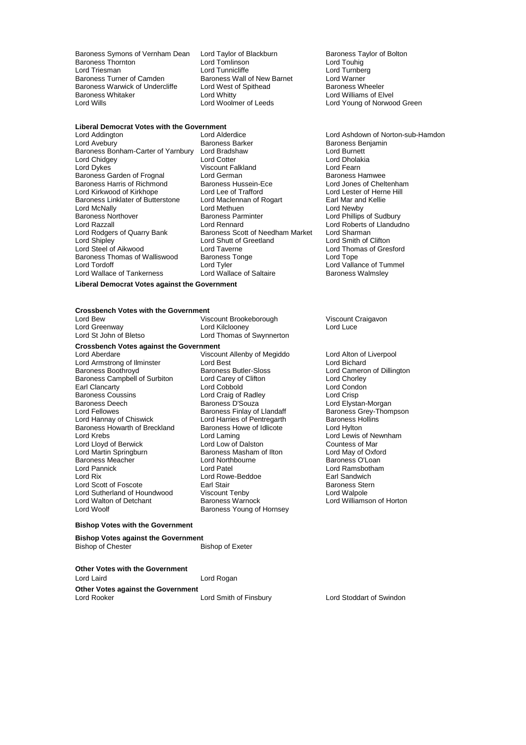Baroness Symons of Vernham Dean
Lord Taylor of Blackburn
Baroness Taylor of Bolton
Baroness Thornton
Lord Tomlinson
Lord Touhig
Lord Triesman
Lord Tunnicliffe
Lord Turnberg
Baroness Turner of Camden
Baroness Wall of New Barnet
Lord Warner
Baroness Warwick of Undercliffe
Lord West of Spithead
Baroness Wheeler
Baroness Whitaker
Lord Whitty
Lord Williams of Elvel
Lord Wills
Lord Woolmer of Leeds
Lord Young of Norwood Green

**Liberal Democrat Votes with the Government**

Lord Addington
Lord Alderdice
Lord Ashdown of Norton-sub-Hamdon
Lord Avebury
Baroness Barker
Baroness Benjamin
Baroness Bonham-Carter of Yarnbury
Lord Bradshaw
Lord Burnett
Lord Chidgey
Lord Cotter
Lord Dholakia
Lord Dykes
Viscount Falkland
Lord Fearn
Baroness Garden of Frognal
Lord German
Baroness Hamwee
Baroness Harris of Richmond
Baroness Hussein-Ece
Lord Jones of Cheltenham
Lord Kirkwood of Kirkhope
Lord Lee of Trafford
Lord Lester of Herne Hill
Baroness Linklater of Butterstone
Lord Maclennan of Rogart
Earl Mar and Kellie
Lord McNally
Lord Methuen
Lord Newby
Baroness Northover
Baroness Parminter
Lord Phillips of Sudbury
Lord Razzall
Lord Rennard
Lord Roberts of Llandudno
Lord Rodgers of Quarry Bank
Baroness Scott of Needham Market
Lord Sharman
Lord Shipley
Lord Shutt of Greetland
Lord Smith of Clifton
Lord Steel of Aikwood
Lord Taverne
Lord Thomas of Gresford
Baroness Thomas of Walliswood
Baroness Tonge
Lord Tope
Lord Tordoff
Lord Tyler
Lord Vallance of Tummel
Lord Wallace of Tankerness
Lord Wallace of Saltaire
Baroness Walmsley

**Liberal Democrat Votes against the Government**

**Crossbench Votes with the Government**

Lord Bew
Viscount Brookeborough
Viscount Craigavon
Lord Greenway
Lord Kilclooney
Lord Luce
Lord St John of Bletso
Lord Thomas of Swynnerton

**Crossbench Votes against the Government**

Lord Aberdare
Viscount Allenby of Megiddo
Lord Alton of Liverpool
Lord Armstrong of Ilminster
Lord Best
Lord Bichard
Baroness Boothroyd
Baroness Butler-Sloss
Lord Cameron of Dillington
Baroness Campbell of Surbiton
Lord Carey of Clifton
Lord Chorley
Earl Clancarty
Lord Cobbold
Lord Condon
Baroness Coussins
Lord Craig of Radley
Lord Crisp
Baroness Deech
Baroness D'Souza
Lord Elystan-Morgan
Lord Fellowes
Baroness Finlay of Llandaff
Baroness Grey-Thompson
Lord Hannay of Chiswick
Lord Harries of Pentregarth
Baroness Hollins
Baroness Howarth of Breckland
Baroness Howe of Idlicote
Lord Hylton
Lord Krebs
Lord Laming
Lord Lewis of Newnham
Lord Lloyd of Berwick
Lord Low of Dalston
Countess of Mar
Lord Martin Springburn
Baroness Masham of Ilton
Lord May of Oxford
Baroness Meacher
Lord Northbourne
Baroness O'Loan
Lord Pannick
Lord Patel
Lord Ramsbotham
Lord Rix
Lord Rowe-Beddoe
Earl Sandwich
Lord Scott of Foscote
Earl Stair
Baroness Stern
Lord Sutherland of Houndwood
Viscount Tenby
Lord Walpole
Lord Walton of Detchant
Baroness Warnock
Lord Williamson of Horton
Lord Woolf
Baroness Young of Hornsey

**Bishop Votes with the Government**

**Bishop Votes against the Government**

Bishop of Chester
Bishop of Exeter

**Other Votes with the Government**

Lord Laird
Lord Rogan

**Other Votes against the Government**

Lord Rooker
Lord Smith of Finsbury
Lord Stoddart of Swindon